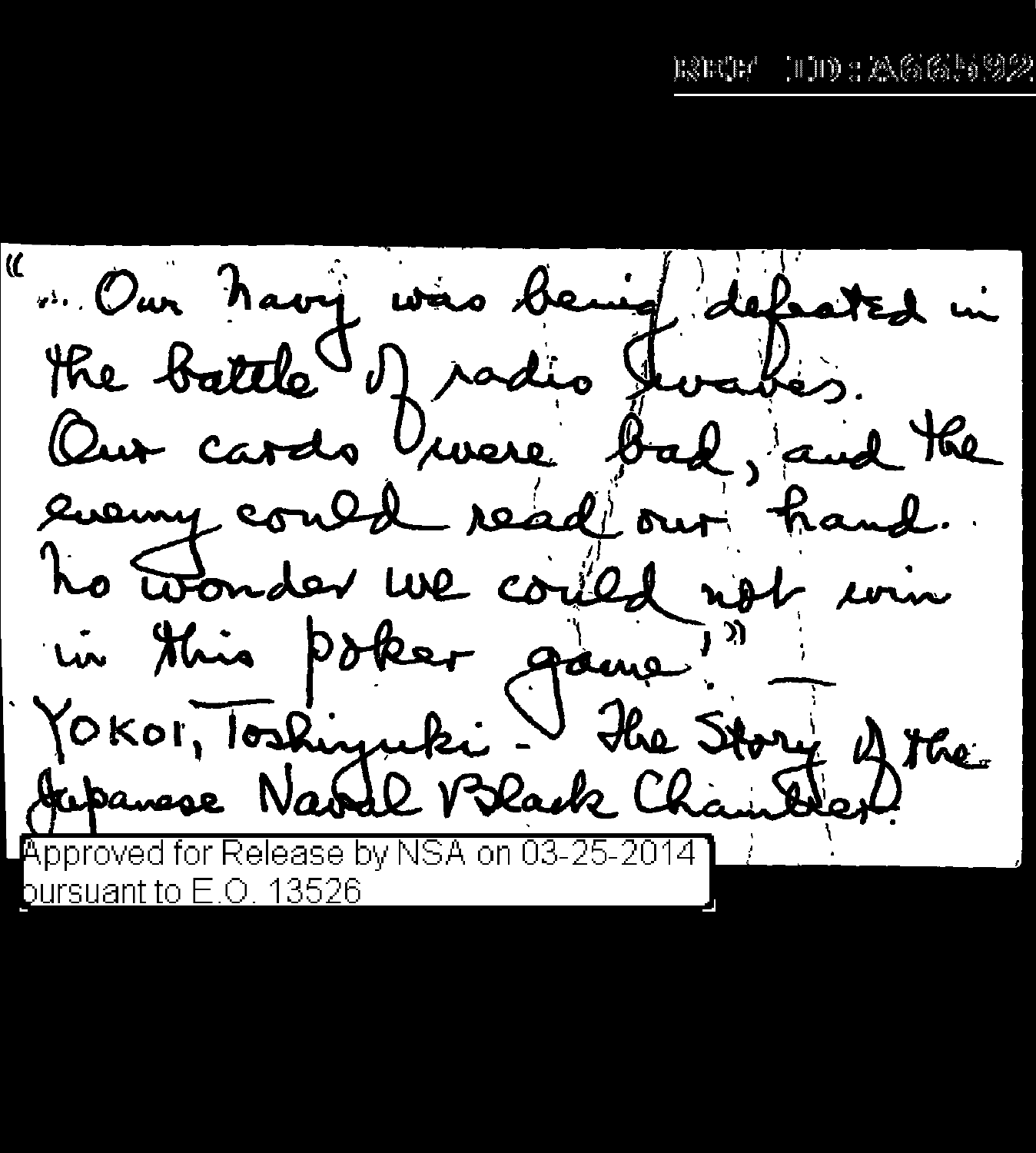"... Our navy was being defeated in the battle of radio waves. Our cards were bad, and the enemy could read our hand. No wonder we could not win in this poker game!" — YOKOI, Toshiyuki - The Story of the Japanese Naval Black Chamber.

Approved for Release by NSA on 03-25-2014 pursuant to E.O. 13526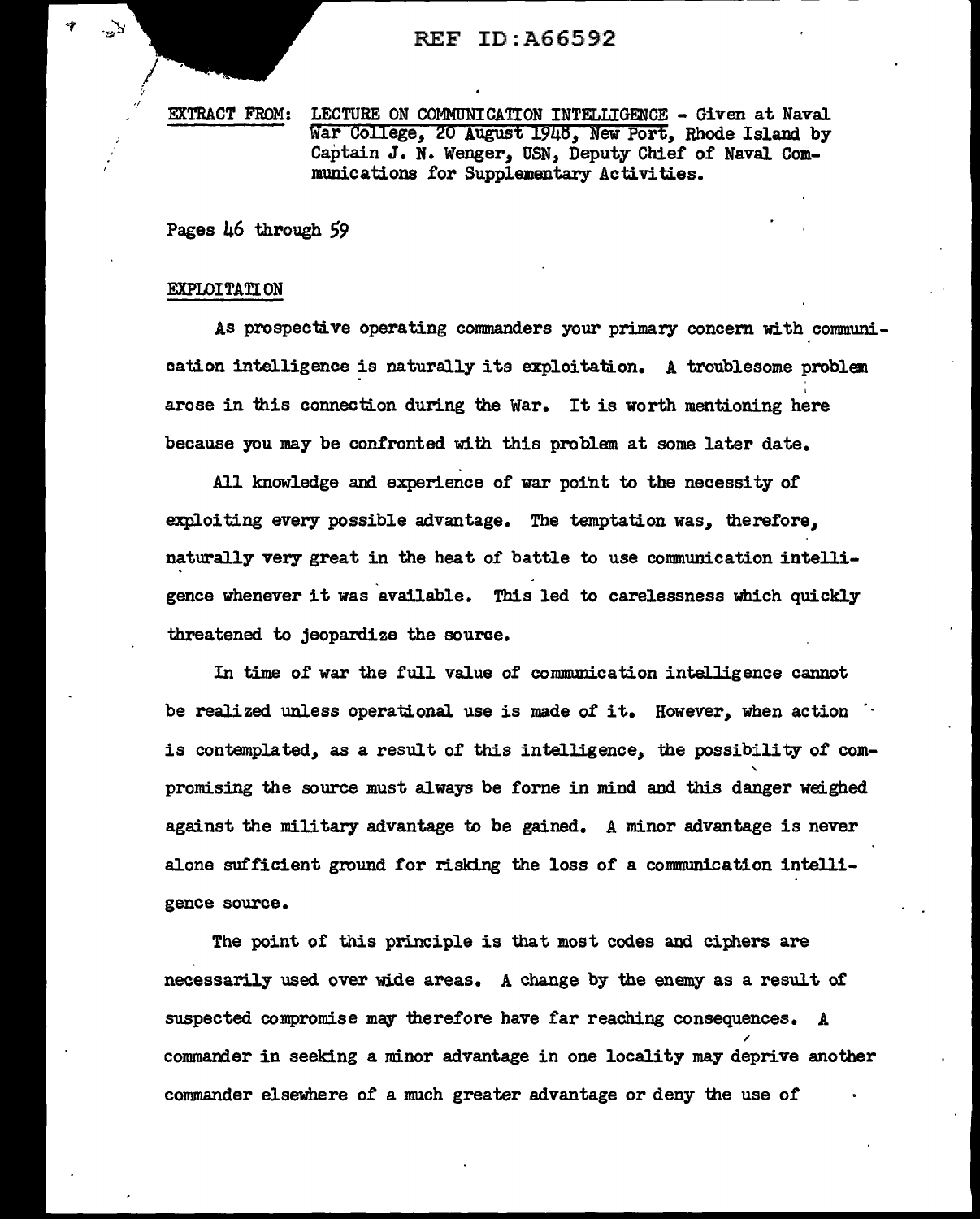EXTRACT FROM: LECTURE ON COMMUNICATION INTELLIGENCE - Given at Naval War College, 20 August 1948, New Port, Rhode Island by Captain J. N. Wenger, USN, Deputy Chief of Naval Communications for Supplementary Activities.

Pages 46 through 59

EXPLOITATION

As prospective operating commanders your primary concern with communication intelligence is naturally its exploitation. A troublesome problem arose in this connection during the War. It is worth mentioning here because you may be confronted with this problem at some later date.

All knowledge and experience of war point to the necessity of exploiting every possible advantage. The temptation was, therefore, naturally very great in the heat of battle to use communication intelligence whenever it was available. This led to carelessness which quickly threatened to jeopardize the source.

In time of war the full value of communication intelligence cannot be realized unless operational use is made of it. However, when action is contemplated, as a result of this intelligence, the possibility of compromising the source must always be forne in mind and this danger weighed against the military advantage to be gained. A minor advantage is never alone sufficient ground for risking the loss of a communication intelligence source.

The point of this principle is that most codes and ciphers are necessarily used over wide areas. A change by the enemy as a result of suspected compromise may therefore have far reaching consequences. A commander in seeking a minor advantage in one locality may deprive another commander elsewhere of a much greater advantage or deny the use of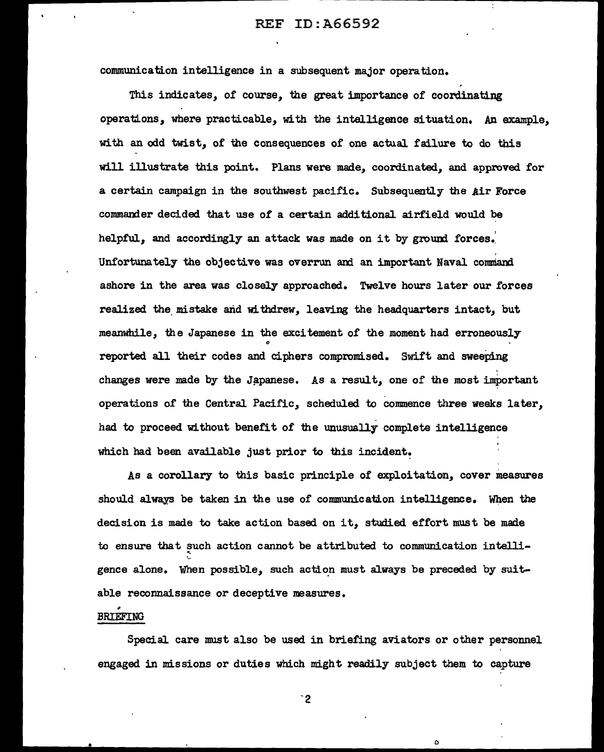communication intelligence in a subsequent major operation.

This indicates, of course, the great importance of coordinating operations, where practicable, with the intelligence situation. An example, with an odd twist, of the consequences of one actual failure to do this will illustrate this point. Plans were made, coordinated, and approved for a certain campaign in the southwest pacific. Subsequently the Air Force commander decided that use of a certain additional airfield would be helpful, and accordingly an attack was made on it by ground forces. Unfortunately the objective was overrun and an important Naval command ashore in the area was closely approached. Twelve hours later our forces realized the mistake and withdrew, leaving the headquarters intact, but meanwhile, the Japanese in the excitement of the moment had erroneously reported all their codes and ciphers compromised. Swift and sweeping changes were made by the Japanese. As a result, one of the most important operations of the Central Pacific, scheduled to commence three weeks later, had to proceed without benefit of the unusually complete intelligence which had been available just prior to this incident.

As a corollary to this basic principle of exploitation, cover measures should always be taken in the use of communication intelligence. When the decision is made to take action based on it, studied effort must be made to ensure that such action cannot be attributed to communication intelligence alone. When possible, such action must always be preceded by suitable reconnaissance or deceptive measures.

## BRIEFING

Special care must also be used in briefing aviators or other personnel engaged in missions or duties which might readily subject them to capture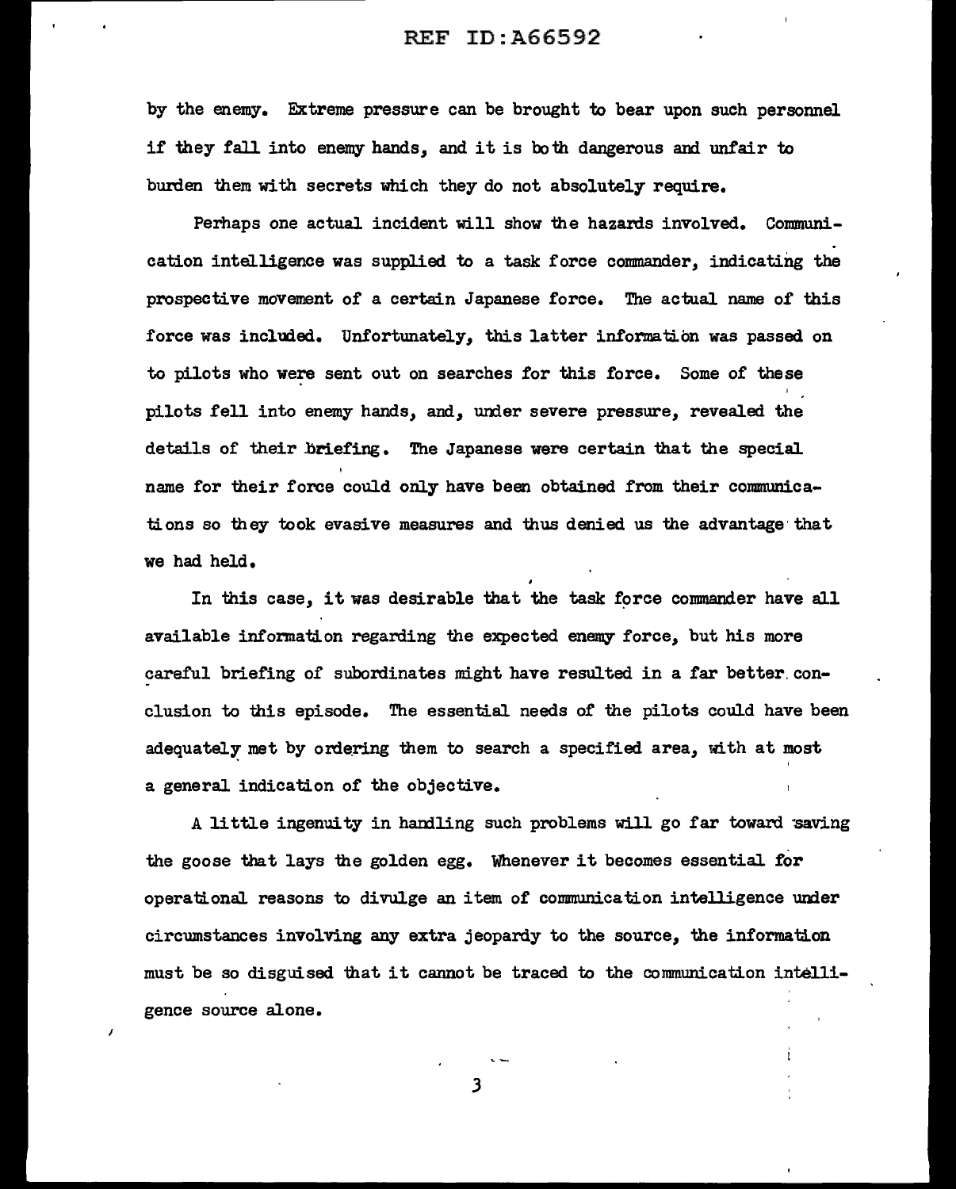by the enemy. Extreme pressure can be brought to bear upon such personnel if they fall into enemy hands, and it is both dangerous and unfair to burden them with secrets which they do not absolutely require.

Perhaps one actual incident will show the hazards involved. Communication intelligence was supplied to a task force commander, indicating the prospective movement of a certain Japanese force. The actual name of this force was included. Unfortunately, this latter information was passed on to pilots who were sent out on searches for this force. Some of these pilots fell into enemy hands, and, under severe pressure, revealed the details of their briefing. The Japanese were certain that the special name for their force could only have been obtained from their communications so they took evasive measures and thus denied us the advantage that we had held.

In this case, it was desirable that the task force commander have all available information regarding the expected enemy force, but his more careful briefing of subordinates might have resulted in a far better conclusion to this episode. The essential needs of the pilots could have been adequately met by ordering them to search a specified area, with at most a general indication of the objective.

A little ingenuity in handling such problems will go far toward saving the goose that lays the golden egg. Whenever it becomes essential for operational reasons to divulge an item of communication intelligence under circumstances involving any extra jeopardy to the source, the information must be so disguised that it cannot be traced to the communication intelligence source alone.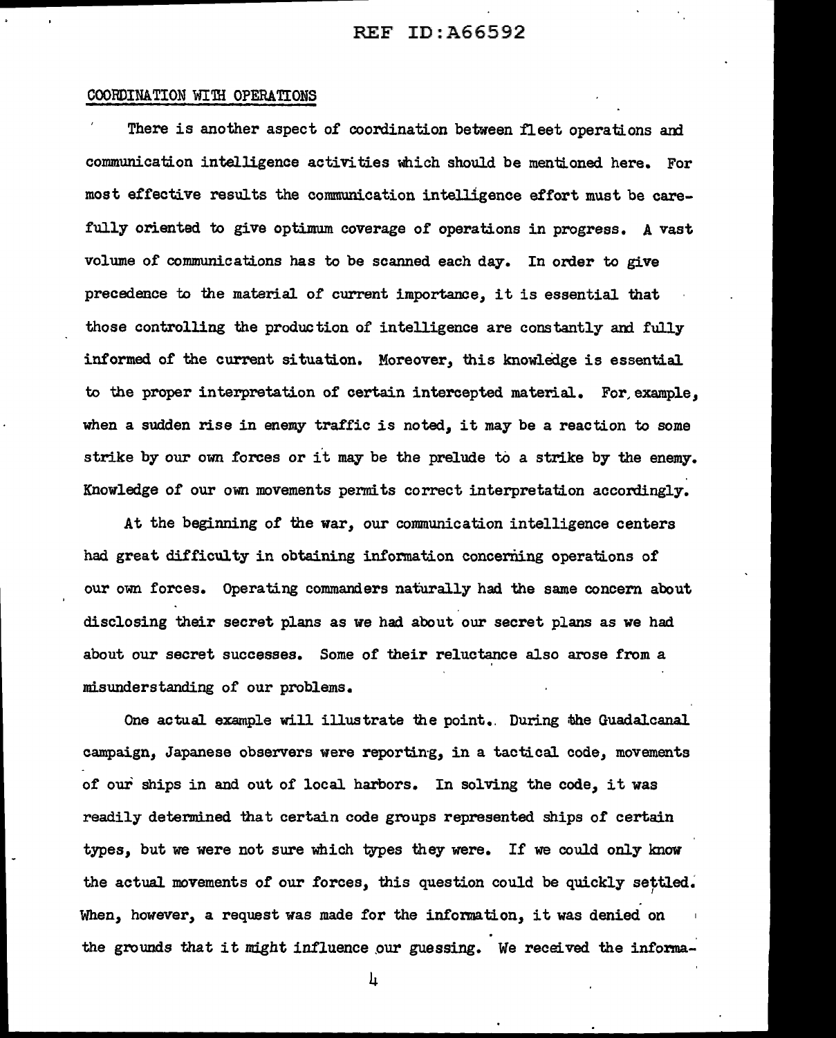COORDINATION WITH OPERATIONS

There is another aspect of coordination between fleet operations and communication intelligence activities which should be mentioned here. For most effective results the communication intelligence effort must be carefully oriented to give optimum coverage of operations in progress. A vast volume of communications has to be scanned each day. In order to give precedence to the material of current importance, it is essential that those controlling the production of intelligence are constantly and fully informed of the current situation. Moreover, this knowledge is essential to the proper interpretation of certain intercepted material. For example, when a sudden rise in enemy traffic is noted, it may be a reaction to some strike by our own forces or it may be the prelude to a strike by the enemy. Knowledge of our own movements permits correct interpretation accordingly.

At the beginning of the war, our communication intelligence centers had great difficulty in obtaining information concerning operations of our own forces. Operating commanders naturally had the same concern about disclosing their secret plans as we had about our secret plans as we had about our secret successes. Some of their reluctance also arose from a misunderstanding of our problems.

One actual example will illustrate the point. During the Guadalcanal campaign, Japanese observers were reporting, in a tactical code, movements of our ships in and out of local harbors. In solving the code, it was readily determined that certain code groups represented ships of certain types, but we were not sure which types they were. If we could only know the actual movements of our forces, this question could be quickly settled. When, however, a request was made for the information, it was denied on the grounds that it might influence our guessing. We received the informa-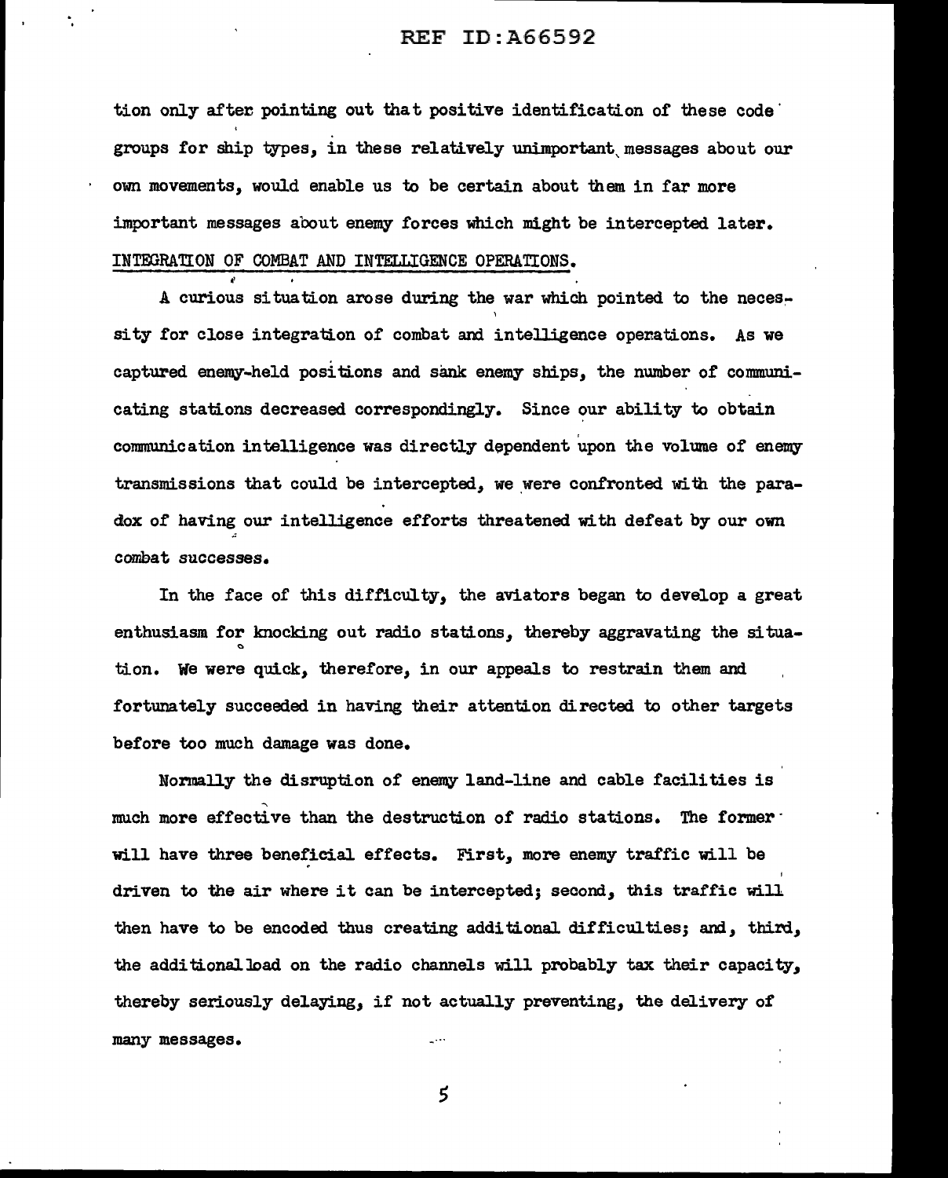tion only after pointing out that positive identification of these code groups for ship types, in these relatively unimportant messages about our own movements, would enable us to be certain about them in far more important messages about enemy forces which might be intercepted later.

## INTEGRATION OF COMBAT AND INTELLIGENCE OPERATIONS.

A curious situation arose during the war which pointed to the necessity for close integration of combat and intelligence operations. As we captured enemy-held positions and sank enemy ships, the number of communicating stations decreased correspondingly. Since our ability to obtain communication intelligence was directly dependent upon the volume of enemy transmissions that could be intercepted, we were confronted with the paradox of having our intelligence efforts threatened with defeat by our own combat successes.

In the face of this difficulty, the aviators began to develop a great enthusiasm for knocking out radio stations, thereby aggravating the situation. We were quick, therefore, in our appeals to restrain them and fortunately succeeded in having their attention directed to other targets before too much damage was done.

Normally the disruption of enemy land-line and cable facilities is much more effective than the destruction of radio stations. The former will have three beneficial effects. First, more enemy traffic will be driven to the air where it can be intercepted; second, this traffic will then have to be encoded thus creating additional difficulties; and, third, the additional load on the radio channels will probably tax their capacity, thereby seriously delaying, if not actually preventing, the delivery of many messages.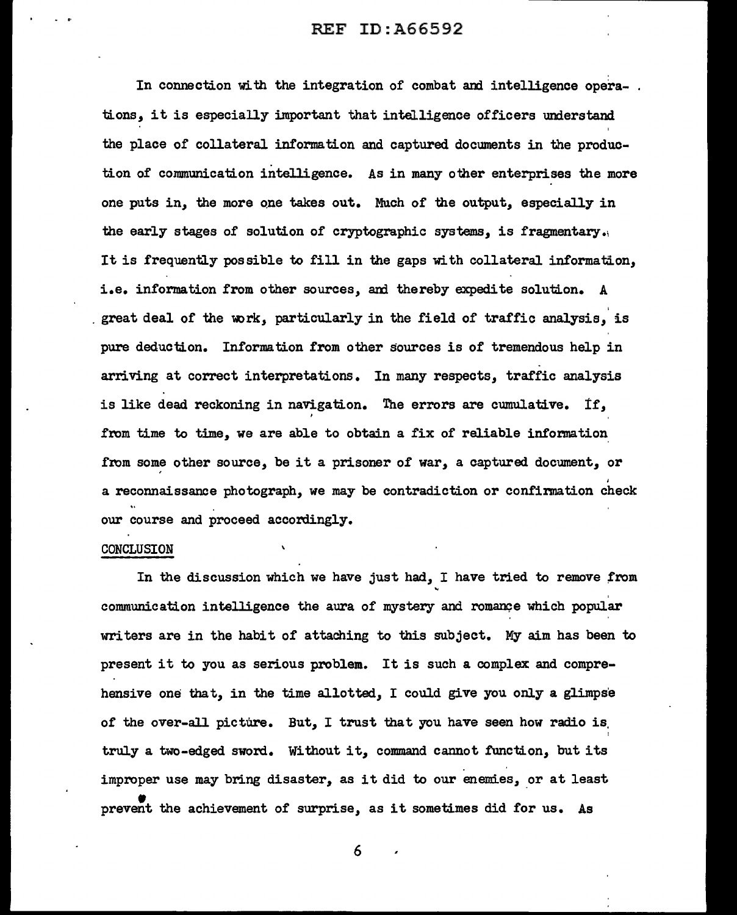In connection with the integration of combat and intelligence operations, it is especially important that intelligence officers understand the place of collateral information and captured documents in the production of communication intelligence. As in many other enterprises the more one puts in, the more one takes out. Much of the output, especially in the early stages of solution of cryptographic systems, is fragmentary. It is frequently possible to fill in the gaps with collateral information, i.e. information from other sources, and thereby expedite solution. A great deal of the work, particularly in the field of traffic analysis, is pure deduction. Information from other sources is of tremendous help in arriving at correct interpretations. In many respects, traffic analysis is like dead reckoning in navigation. The errors are cumulative. If, from time to time, we are able to obtain a fix of reliable information from some other source, be it a prisoner of war, a captured document, or a reconnaissance photograph, we may be contradiction or confirmation check our course and proceed accordingly.

CONCLUSION

In the discussion which we have just had, I have tried to remove from communication intelligence the aura of mystery and romance which popular writers are in the habit of attaching to this subject. My aim has been to present it to you as serious problem. It is such a complex and comprehensive one that, in the time allotted, I could give you only a glimpse of the over-all picture. But, I trust that you have seen how radio is truly a two-edged sword. Without it, command cannot function, but its improper use may bring disaster, as it did to our enemies, or at least prevent the achievement of surprise, as it sometimes did for us. As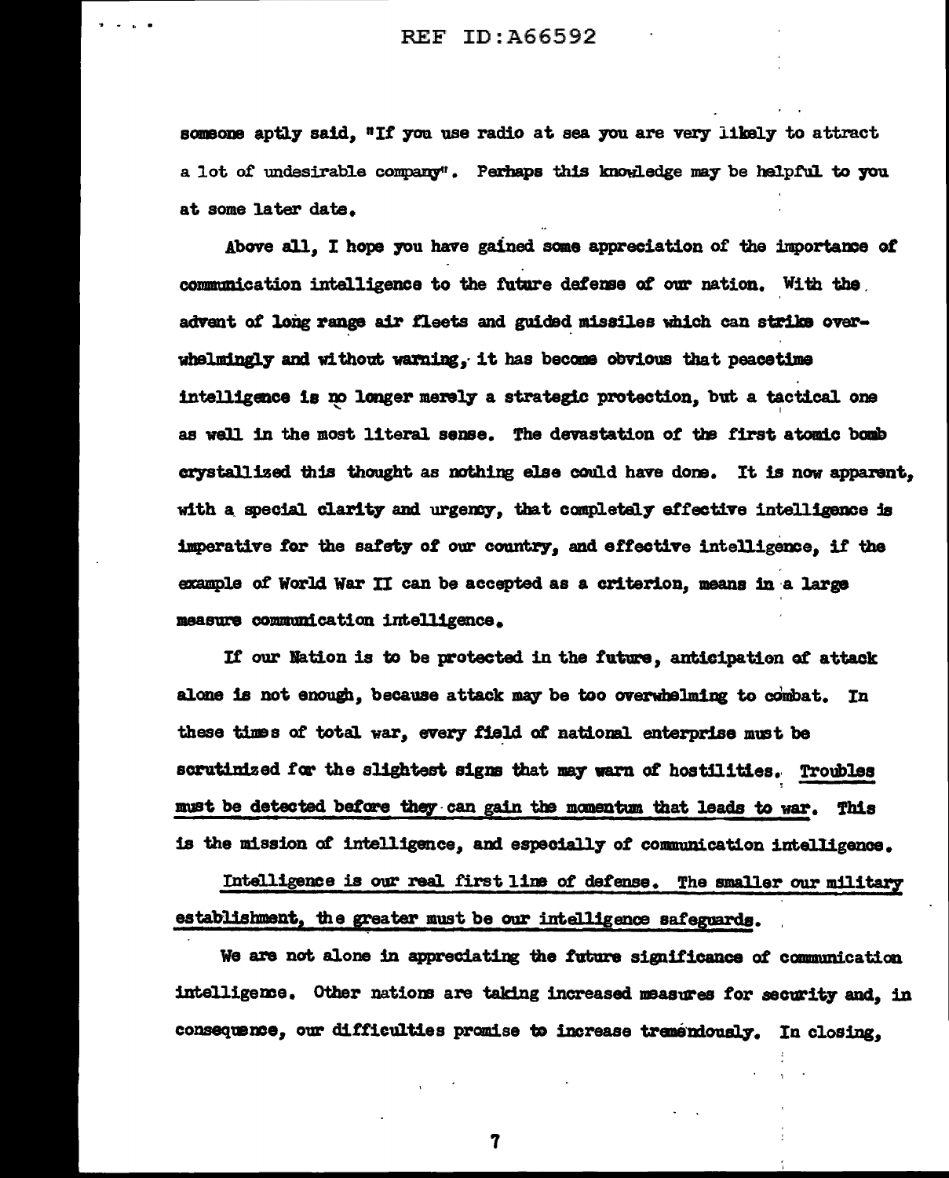someone aptly said, "If you use radio at sea you are very likely to attract a lot of undesirable company". Perhaps this knowledge may be helpful to you at some later date.

Above all, I hope you have gained some appreciation of the importance of communication intelligence to the future defense of our nation. With the advent of long range air fleets and guided missiles which can strike overwhelmingly and without warning, it has become obvious that peacetime intelligence is no longer merely a strategic protection, but a tactical one as well in the most literal sense. The devastation of the first atomic bomb crystallized this thought as nothing else could have done. It is now apparent, with a special clarity and urgency, that completely effective intelligence is imperative for the safety of our country, and effective intelligence, if the example of World War II can be accepted as a criterion, means in a large measure communication intelligence.

If our Nation is to be protected in the future, anticipation of attack alone is not enough, because attack may be too overwhelming to combat. In these times of total war, every field of national enterprise must be scrutinized for the slightest signs that may warn of hostilities. Troubles must be detected before they can gain the momentum that leads to war. This is the mission of intelligence, and especially of communication intelligence.

Intelligence is our real first line of defense. The smaller our military establishment, the greater must be our intelligence safeguards.

We are not alone in appreciating the future significance of communication intelligence. Other nations are taking increased measures for security and, in consequence, our difficulties promise to increase tremendously. In closing,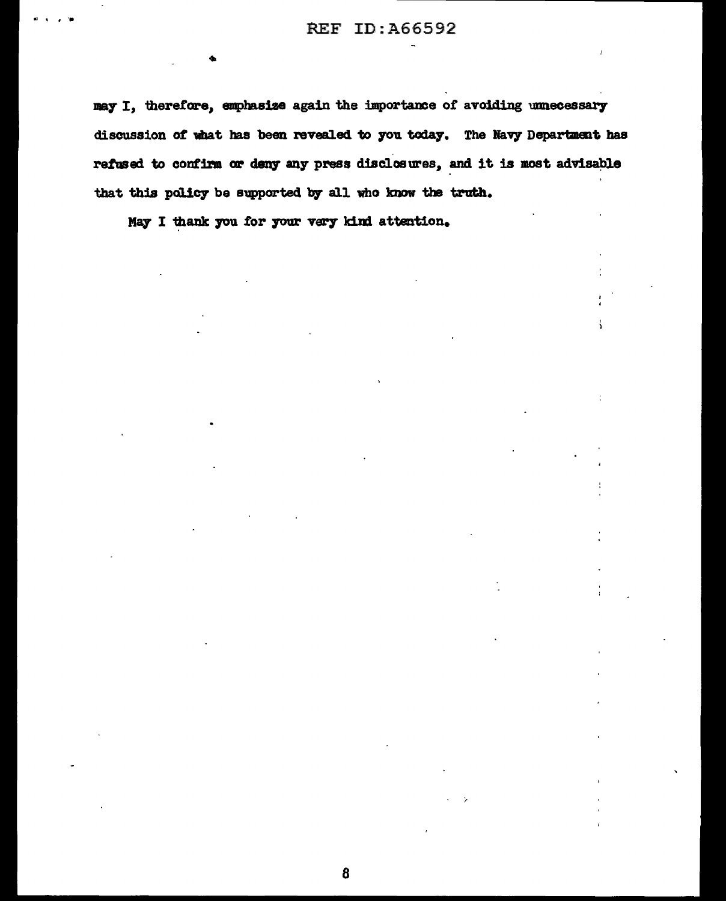may I, therefore, emphasize again the importance of avoiding unnecessary discussion of what has been revealed to you today. The Navy Department has refused to confirm or deny any press disclosures, and it is most advisable that this policy be supported by all who know the truth.

May I thank you for your very kind attention.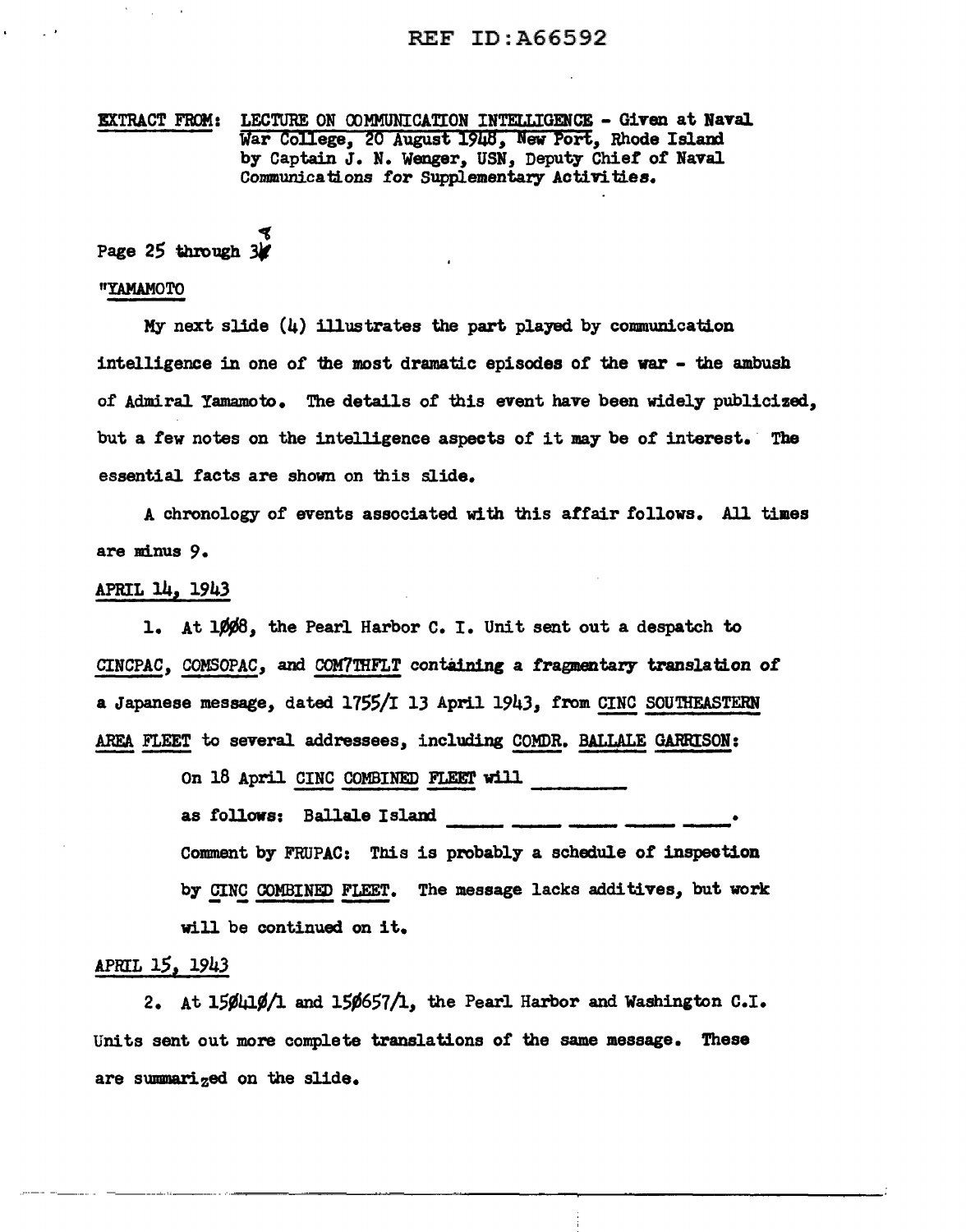REF ID:A66592

EXTRACT FROM: LECTURE ON COMMUNICATION INTELLIGENCE - Given at Naval War College, 20 August 1948, New Port, Rhode Island by Captain J. N. Wenger, USN, Deputy Chief of Naval Communications for Supplementary Activities.

Page 25 through 38

"YAMAMOTO

My next slide (4) illustrates the part played by communication intelligence in one of the most dramatic episodes of the war - the ambush of Admiral Yamamoto. The details of this event have been widely publicized, but a few notes on the intelligence aspects of it may be of interest. The essential facts are shown on this slide.

A chronology of events associated with this affair follows. All times are minus 9.

APRIL 14, 1943

1. At 1008, the Pearl Harbor C. I. Unit sent out a despatch to CINCPAC, COMSOPAC, and COM7THFLT containing a fragmentary translation of a Japanese message, dated 1755/I 13 April 1943, from CINC SOUTHEASTERN AREA FLEET to several addressees, including COMDR. BALLALE GARRISON:

> On 18 April CINC COMBINED FLEET will \_\_\_\_\_\_\_\_\_
> as follows: Ballale Island \_\_\_\_\_ \_\_\_\_\_ \_\_\_\_\_ \_\_\_\_\_ \_\_\_\_\_.
> Comment by FRUPAC: This is probably a schedule of inspection by CINC COMBINED FLEET. The message lacks additives, but work will be continued on it.

APRIL 15, 1943

2. At 150410/1 and 150657/1, the Pearl Harbor and Washington C.I. Units sent out more complete translations of the same message. These are summarized on the slide.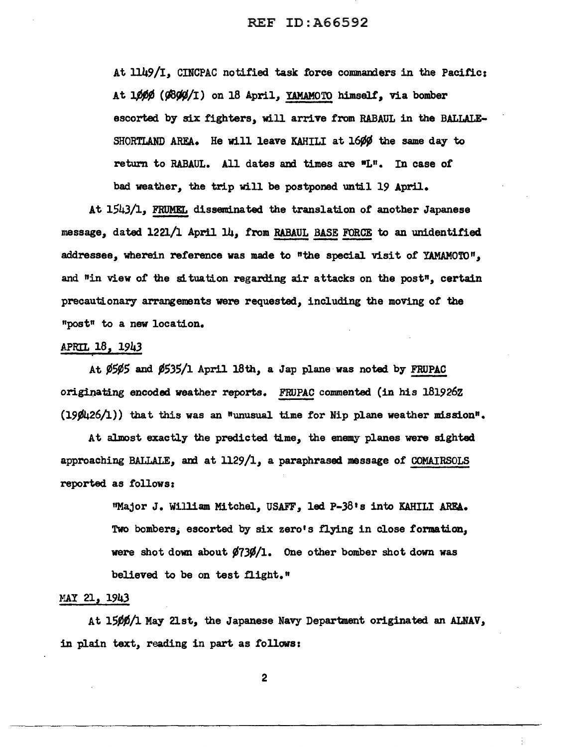At 1149/I, CINCPAC notified task force commanders in the Pacific: At 1ØØØ (Ø8ØØ/I) on 18 April, YAMAMOTO himself, via bomber escorted by six fighters, will arrive from RABAUL in the BALLALE-SHORTLAND AREA. He will leave KAHILI at 16ØØ the same day to return to RABAUL. All dates and times are "L". In case of bad weather, the trip will be postponed until 19 April.

At 1543/1, FRUMEL disseminated the translation of another Japanese message, dated 1221/1 April 14, from RABAUL BASE FORCE to an unidentified addressee, wherein reference was made to "the special visit of YAMAMOTO", and "in view of the situation regarding air attacks on the post", certain precautionary arrangements were requested, including the moving of the "post" to a new location.

APRIL 18, 1943

At Ø5Ø5 and Ø535/1 April 18th, a Jap plane was noted by FRUPAC originating encoded weather reports. FRUPAC commented (in his 181926Z (19Ø426/1)) that this was an "unusual time for Nip plane weather mission".

At almost exactly the predicted time, the enemy planes were sighted approaching BALLALE, and at 1129/1, a paraphrased message of COMAIRSOLS reported as follows:

> "Major J. William Mitchel, USAFF, led P-38's into KAHILI AREA. Two bombers, escorted by six zero's flying in close formation, were shot down about Ø73Ø/1. One other bomber shot down was believed to be on test flight."

MAY 21, 1943

At 15ØØ/1 May 21st, the Japanese Navy Department originated an ALNAV, in plain text, reading in part as follows: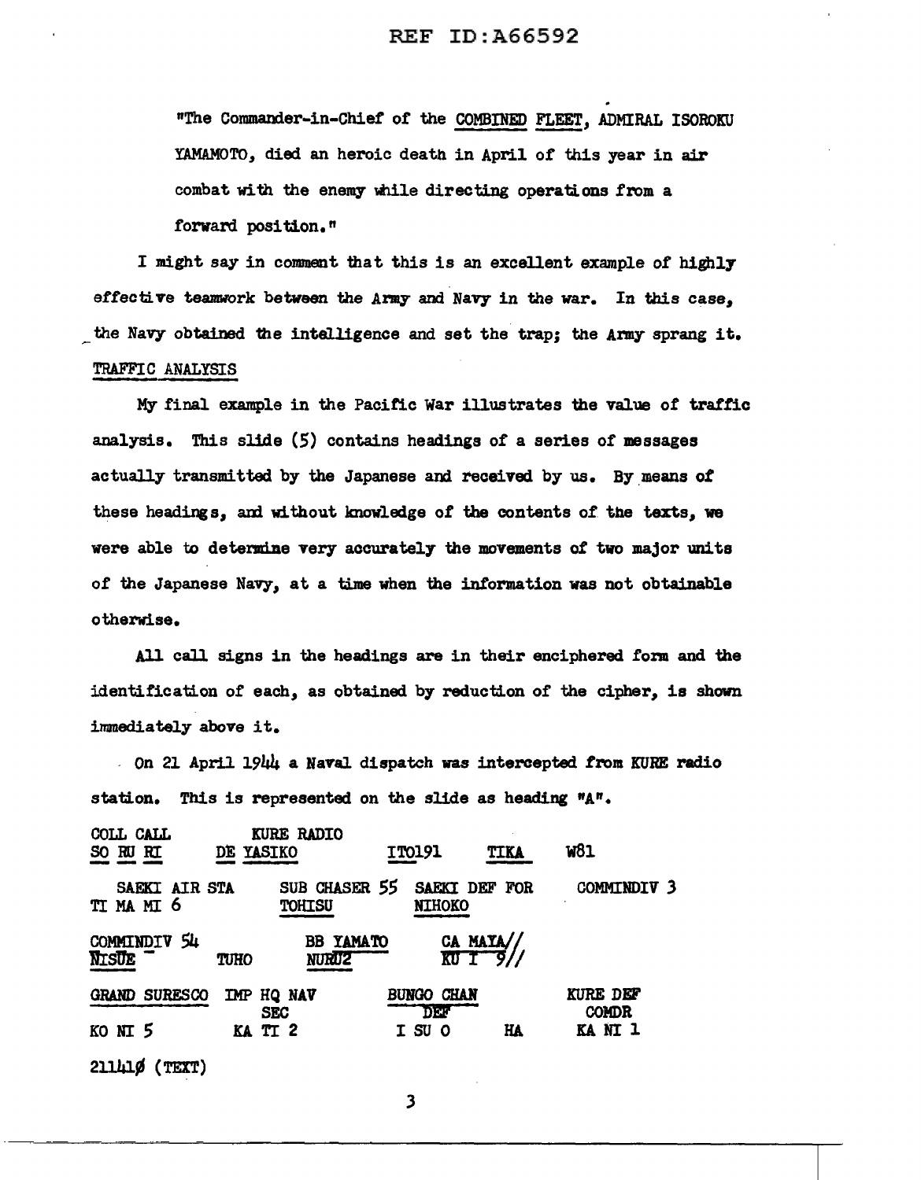"The Commander-in-Chief of the COMBINED FLEET, ADMIRAL ISOROKU YAMAMOTO, died an heroic death in April of this year in air combat with the enemy while directing operations from a forward position."

I might say in comment that this is an excellent example of highly effective teamwork between the Army and Navy in the war. In this case, the Navy obtained the intelligence and set the trap; the Army sprang it.

## TRAFFIC ANALYSIS

My final example in the Pacific War illustrates the value of traffic analysis. This slide (5) contains headings of a series of messages actually transmitted by the Japanese and received by us. By means of these headings, and without knowledge of the contents of the texts, we were able to determine very accurately the movements of two major units of the Japanese Navy, at a time when the information was not obtainable otherwise.

All call signs in the headings are in their enciphered form and the identification of each, as obtained by reduction of the cipher, is shown immediately above it.

On 21 April 1944 a Naval dispatch was intercepted from KURE radio station. This is represented on the slide as heading "A".

```
COLL CALL        KURE RADIO
SO RU RI         DE YASIKO          IT0191      TIKA      W81

SAEKI AIR STA      SUB CHASER 55   SAEKI DEF FOR      COMMINDIV 3
TI MA MI 6           TOHISU          NIHOKO

COMMINDIV 54            BB YAMATO        CA MAYA//
NISUE          TUHO      NURU2           KU I  9//

GRAND SURESCO   IMP HQ NAV         BUNGO CHAN         KURE DEF
                  SEC                 DEF              COMDR
KO NI 5         KA TI 2            I SU O      HA     KA NI 1

211410 (TEXT)
```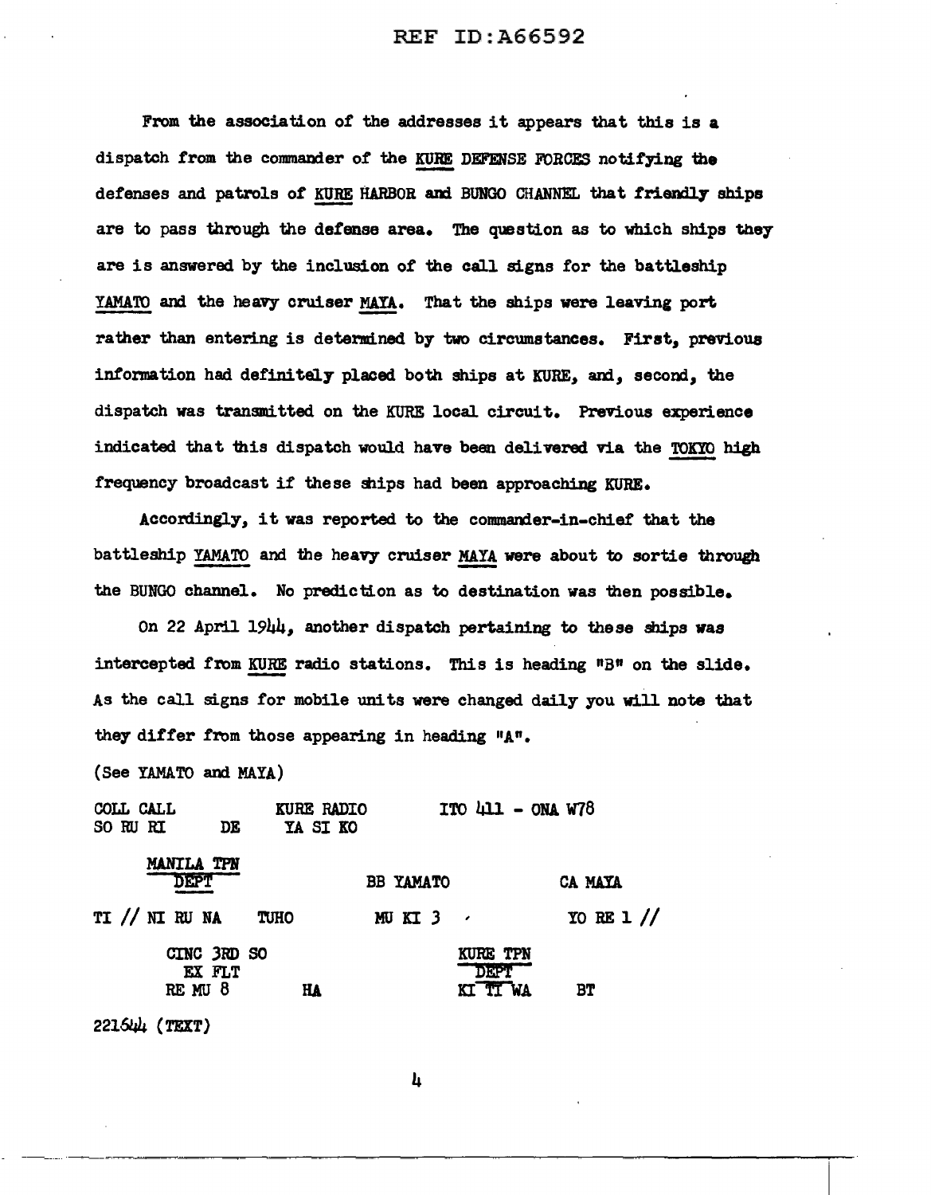From the association of the addresses it appears that this is a dispatch from the commander of the KURE DEFENSE FORCES notifying the defenses and patrols of KURE HARBOR and BUNGO CHANNEL that friendly ships are to pass through the defense area. The question as to which ships they are is answered by the inclusion of the call signs for the battleship YAMATO and the heavy cruiser MAYA. That the ships were leaving port rather than entering is determined by two circumstances. First, previous information had definitely placed both ships at KURE, and, second, the dispatch was transmitted on the KURE local circuit. Previous experience indicated that this dispatch would have been delivered via the TOKYO high frequency broadcast if these ships had been approaching KURE.

Accordingly, it was reported to the commander-in-chief that the battleship YAMATO and the heavy cruiser MAYA were about to sortie through the BUNGO channel. No prediction as to destination was then possible.

On 22 April 1944, another dispatch pertaining to these ships was intercepted from KURE radio stations. This is heading "B" on the slide. As the call signs for mobile units were changed daily you will note that they differ from those appearing in heading "A".

(See YAMATO and MAYA)

```
COLL CALL          KURE RADIO           ITO 411 - ONA W78
SO RU RI     DE     YA SI KO

    MANILA TPN
      DEPT                  BB YAMATO              CA MAYA

TI // NI RU NA    TUHO       MU KI 3                YO RE 1 //

      CINC 3RD SO                        KURE TPN
        EX FLT                             DEPT
       RE MU 8          HA               KI TI WA       BT

221644 (TEXT)
```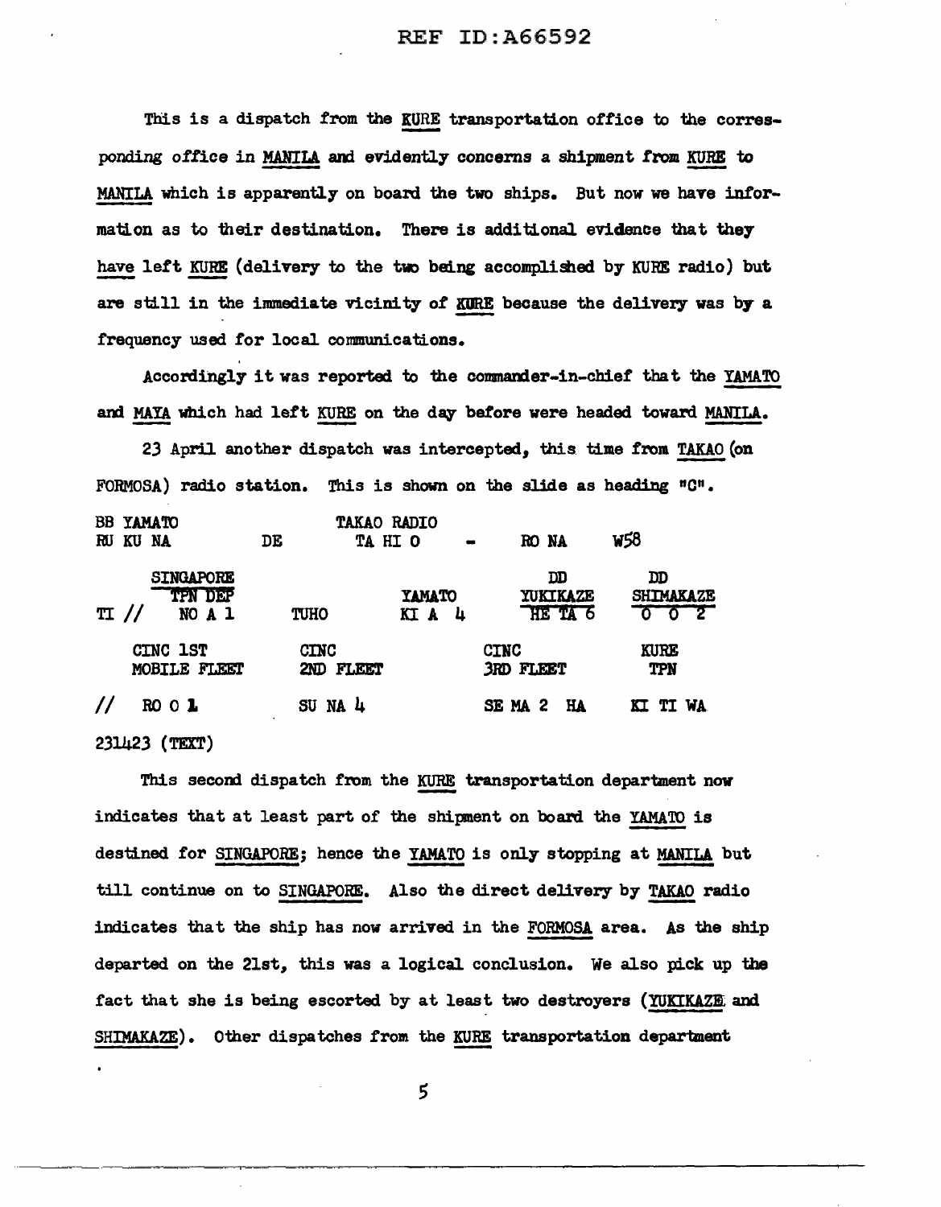This is a dispatch from the KURE transportation office to the corresponding office in MANILA and evidently concerns a shipment from KURE to MANILA which is apparently on board the two ships. But now we have information as to their destination. There is additional evidence that they have left KURE (delivery to the two being accomplished by KURE radio) but are still in the immediate vicinity of KURE because the delivery was by a frequency used for local communications.

Accordingly it was reported to the commander-in-chief that the YAMATO and MAYA which had left KURE on the day before were headed toward MANILA.

23 April another dispatch was intercepted, this time from TAKAO (on FORMOSA) radio station. This is shown on the slide as heading "C".

```
BB YAMATO                    TAKAO RADIO
RU KU NA          DE           TA HI O      -      RO NA        W58

      SINGAPORE                                      DD              DD
        TPN DEP                    YAMATO          YUKIKAZE        SHIMAKAZE
TI //    NO A 1        TUHO        KI A  4          HE TA 6          O  O  2

     CINC 1ST              CINC                  CINC               KURE
     MOBILE FLEET          2ND FLEET             3RD FLEET          TPN

//    RO O 1               SU NA 4               SE MA 2   HA       KI TI WA

231423 (TEXT)
```

This second dispatch from the KURE transportation department now indicates that at least part of the shipment on board the YAMATO is destined for SINGAPORE; hence the YAMATO is only stopping at MANILA but till continue on to SINGAPORE. Also the direct delivery by TAKAO radio indicates that the ship has now arrived in the FORMOSA area. As the ship departed on the 21st, this was a logical conclusion. We also pick up the fact that she is being escorted by at least two destroyers (YUKIKAZE and SHIMAKAZE). Other dispatches from the KURE transportation department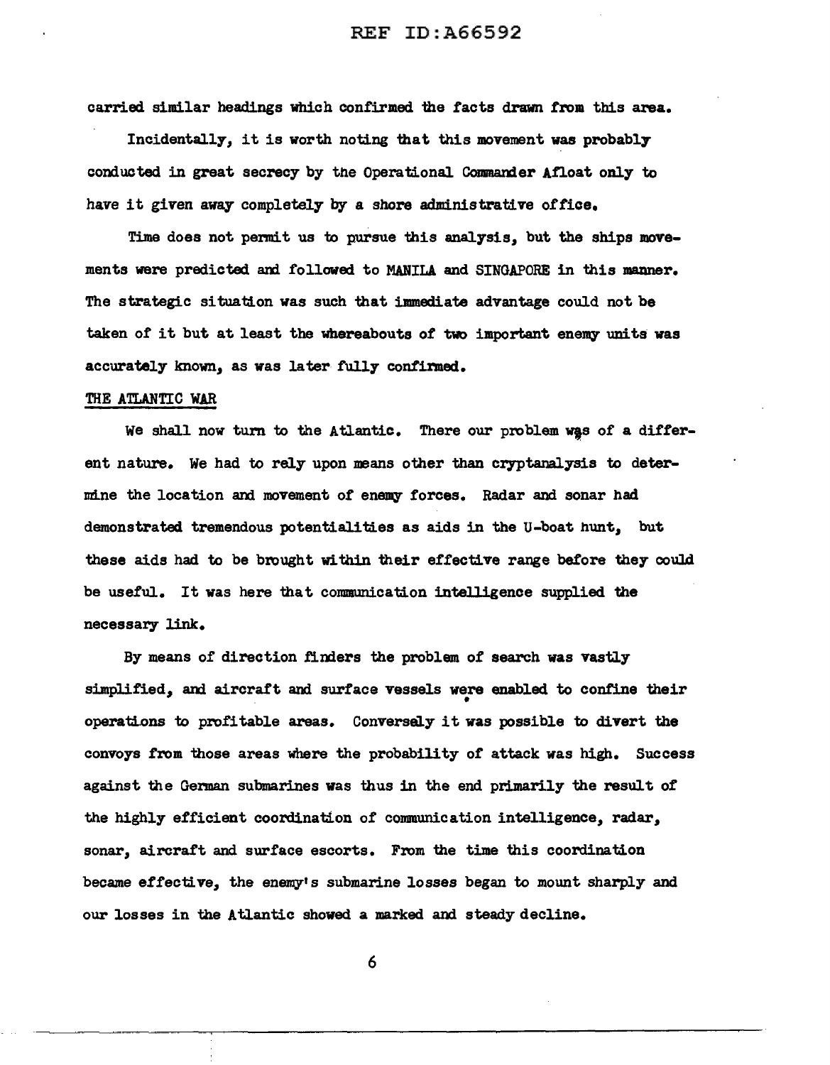carried similar headings which confirmed the facts drawn from this area.

Incidentally, it is worth noting that this movement was probably conducted in great secrecy by the Operational Commander Afloat only to have it given away completely by a shore administrative office.

Time does not permit us to pursue this analysis, but the ships movements were predicted and followed to MANILA and SINGAPORE in this manner. The strategic situation was such that immediate advantage could not be taken of it but at least the whereabouts of two important enemy units was accurately known, as was later fully confirmed.

## THE ATLANTIC WAR

We shall now turn to the Atlantic. There our problem was of a different nature. We had to rely upon means other than cryptanalysis to determine the location and movement of enemy forces. Radar and sonar had demonstrated tremendous potentialities as aids in the U-boat hunt, but these aids had to be brought within their effective range before they could be useful. It was here that communication intelligence supplied the necessary link.

By means of direction finders the problem of search was vastly simplified, and aircraft and surface vessels were enabled to confine their operations to profitable areas. Conversely it was possible to divert the convoys from those areas where the probability of attack was high. Success against the German submarines was thus in the end primarily the result of the highly efficient coordination of communication intelligence, radar, sonar, aircraft and surface escorts. From the time this coordination became effective, the enemy's submarine losses began to mount sharply and our losses in the Atlantic showed a marked and steady decline.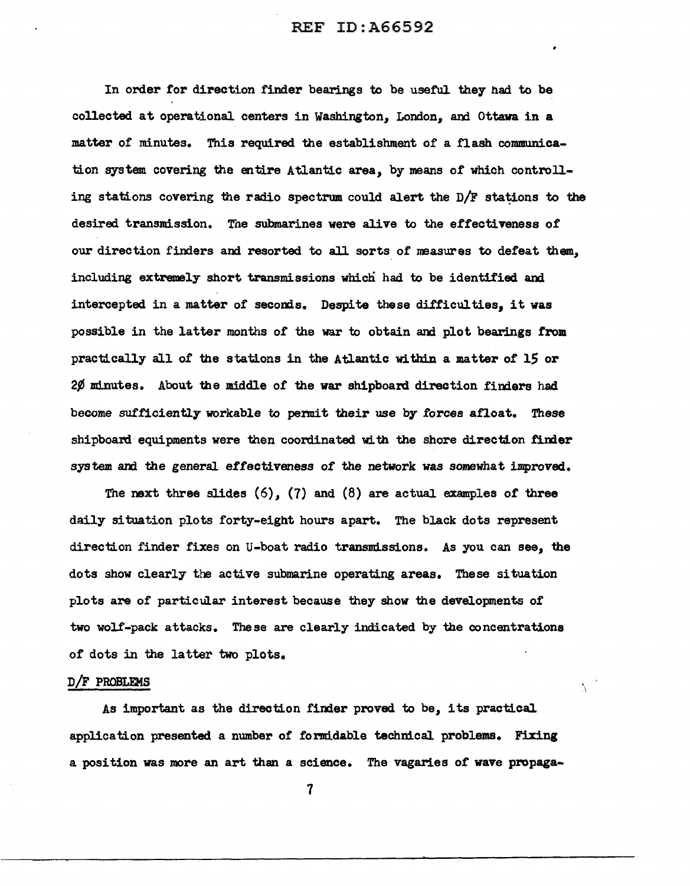In order for direction finder bearings to be useful they had to be collected at operational centers in Washington, London, and Ottawa in a matter of minutes. This required the establishment of a flash communication system covering the entire Atlantic area, by means of which controlling stations covering the radio spectrum could alert the D/F stations to the desired transmission. The submarines were alive to the effectiveness of our direction finders and resorted to all sorts of measures to defeat them, including extremely short transmissions which had to be identified and intercepted in a matter of seconds. Despite these difficulties, it was possible in the latter months of the war to obtain and plot bearings from practically all of the stations in the Atlantic within a matter of 15 or 20 minutes. About the middle of the war shipboard direction finders had become sufficiently workable to permit their use by forces afloat. These shipboard equipments were then coordinated with the shore direction finder system and the general effectiveness of the network was somewhat improved.

The next three slides (6), (7) and (8) are actual examples of three daily situation plots forty-eight hours apart. The black dots represent direction finder fixes on U-boat radio transmissions. As you can see, the dots show clearly the active submarine operating areas. These situation plots are of particular interest because they show the developments of two wolf-pack attacks. These are clearly indicated by the concentrations of dots in the latter two plots.

D/F PROBLEMS

As important as the direction finder proved to be, its practical application presented a number of formidable technical problems. Fixing a position was more an art than a science. The vagaries of wave propaga-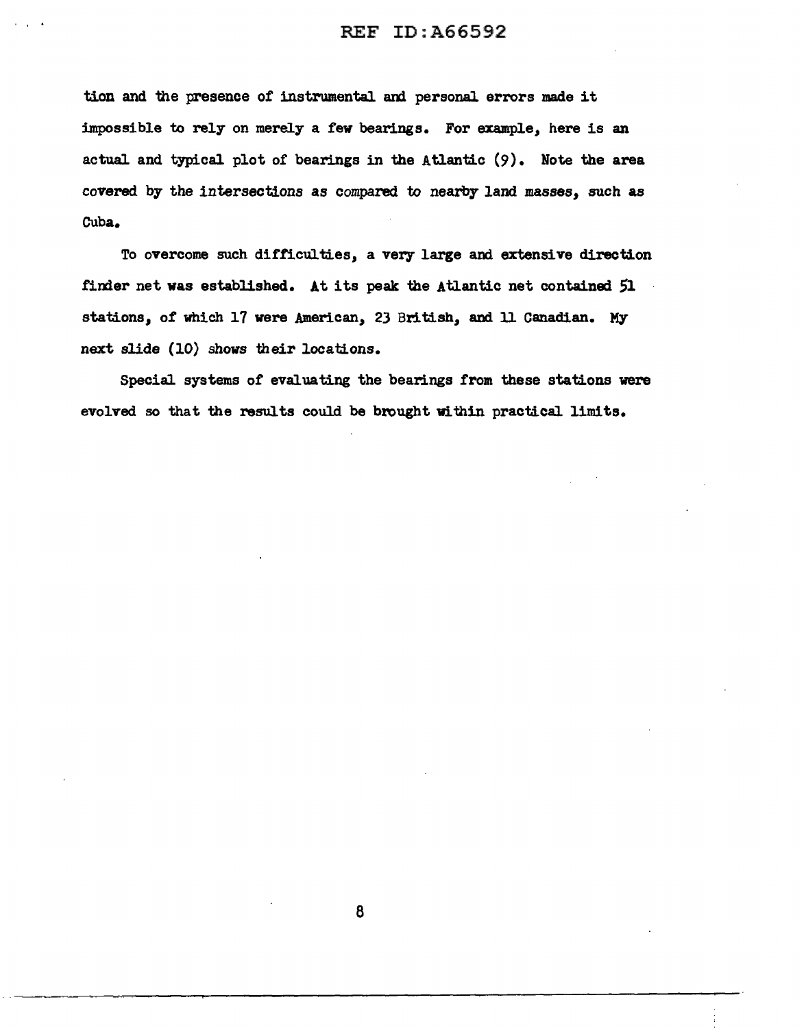tion and the presence of instrumental and personal errors made it impossible to rely on merely a few bearings. For example, here is an actual and typical plot of bearings in the Atlantic (9). Note the area covered by the intersections as compared to nearby land masses, such as Cuba.

To overcome such difficulties, a very large and extensive direction finder net was established. At its peak the Atlantic net contained 51 stations, of which 17 were American, 23 British, and 11 Canadian. My next slide (10) shows their locations.

Special systems of evaluating the bearings from these stations were evolved so that the results could be brought within practical limits.